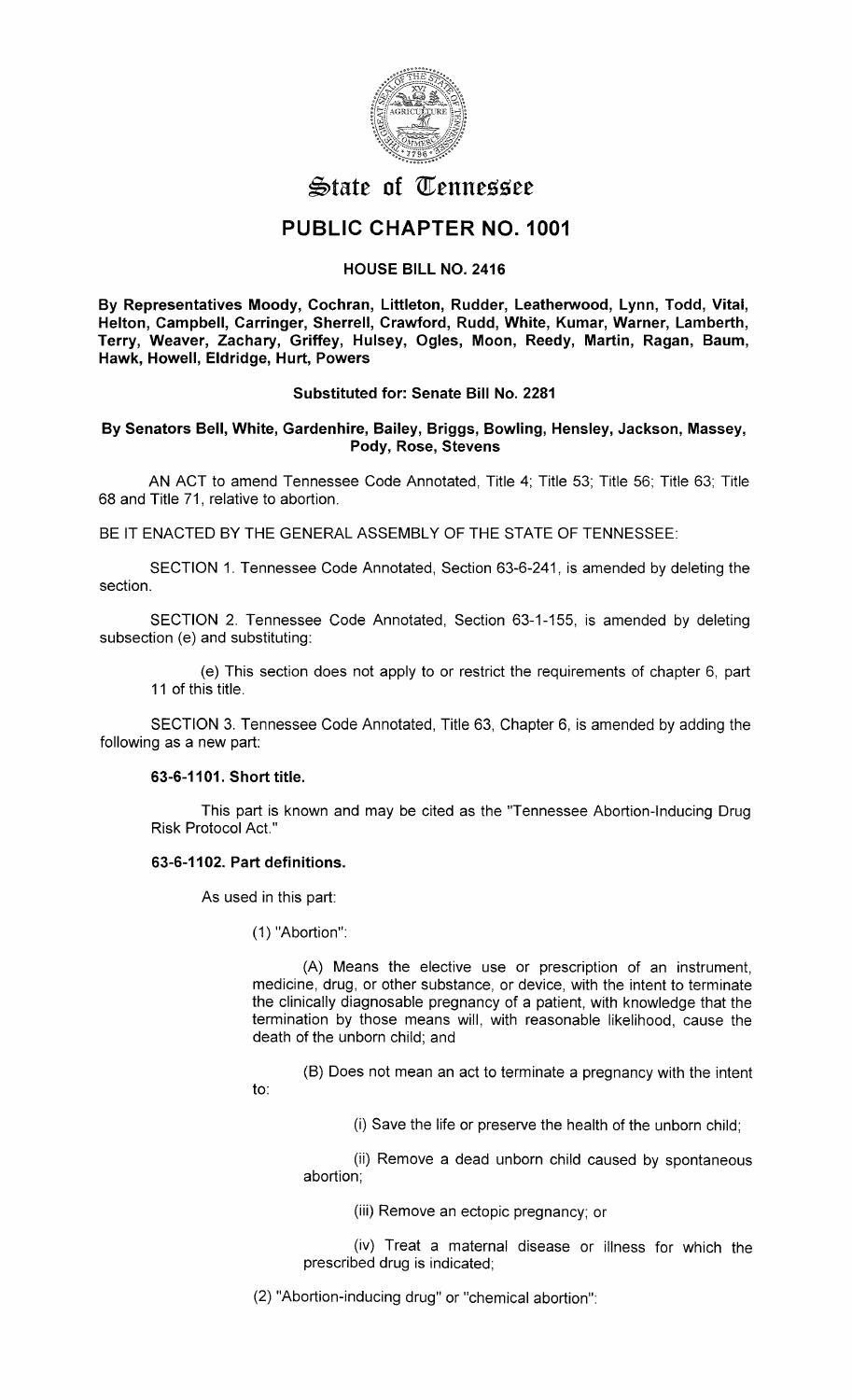# State of Tennessee

## PUBLIC CHAPTER NO. 1001

### HOUSE BILL NO. 2416

**By Representatives Moody, Cochran, Littleton, Rudder, Leatherwood, Lynn, Todd, Vital, Helton, Campbell, Carringer, Sherrell, Crawford, Rudd, White, Kumar, Warner, Lamberth, Terry, Weaver, Zachary, Griffey, Hulsey, Ogles, Moon, Reedy, Martin, Ragan, Baum, Hawk, Howell, Eldridge, Hurt, Powers**

**Substituted for: Senate Bill No. 2281**

**By Senators Bell, White, Gardenhire, Bailey, Briggs, Bowling, Hensley, Jackson, Massey, Pody, Rose, Stevens**

AN ACT to amend Tennessee Code Annotated, Title 4; Title 53; Title 56; Title 63; Title 68 and Title 71, relative to abortion.

BE IT ENACTED BY THE GENERAL ASSEMBLY OF THE STATE OF TENNESSEE:

SECTION 1. Tennessee Code Annotated, Section 63-6-241, is amended by deleting the section.

SECTION 2. Tennessee Code Annotated, Section 63-1-155, is amended by deleting subsection (e) and substituting:

> (e) This section does not apply to or restrict the requirements of chapter 6, part 11 of this title.

SECTION 3. Tennessee Code Annotated, Title 63, Chapter 6, is amended by adding the following as a new part:

**63-6-1101. Short title.**

This part is known and may be cited as the "Tennessee Abortion-Inducing Drug Risk Protocol Act."

**63-6-1102. Part definitions.**

As used in this part:

(1) "Abortion":

(A) Means the elective use or prescription of an instrument, medicine, drug, or other substance, or device, with the intent to terminate the clinically diagnosable pregnancy of a patient, with knowledge that the termination by those means will, with reasonable likelihood, cause the death of the unborn child; and

(B) Does not mean an act to terminate a pregnancy with the intent to:

(i) Save the life or preserve the health of the unborn child;

(ii) Remove a dead unborn child caused by spontaneous abortion;

(iii) Remove an ectopic pregnancy; or

(iv) Treat a maternal disease or illness for which the prescribed drug is indicated;

(2) "Abortion-inducing drug" or "chemical abortion":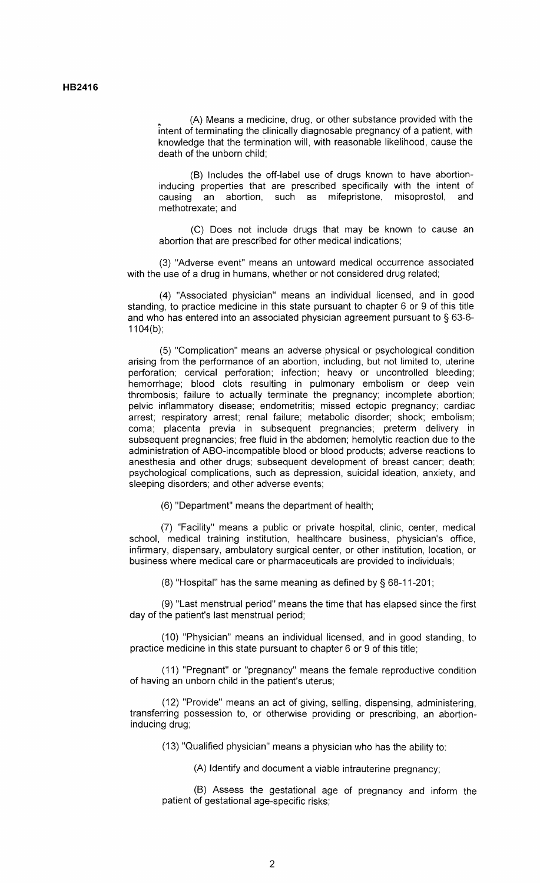(A) Means a medicine, drug, or other substance provided with the intent of terminating the clinically diagnosable pregnancy of a patient, with knowledge that the termination will, with reasonable likelihood, cause the death of the unborn child;

(B) Includes the off-label use of drugs known to have abortion-inducing properties that are prescribed specifically with the intent of causing an abortion, such as mifepristone, misoprostol, and methotrexate; and

(C) Does not include drugs that may be known to cause an abortion that are prescribed for other medical indications;

(3) "Adverse event" means an untoward medical occurrence associated with the use of a drug in humans, whether or not considered drug related;

(4) "Associated physician" means an individual licensed, and in good standing, to practice medicine in this state pursuant to chapter 6 or 9 of this title and who has entered into an associated physician agreement pursuant to § 63-6-1104(b);

(5) "Complication" means an adverse physical or psychological condition arising from the performance of an abortion, including, but not limited to, uterine perforation; cervical perforation; infection; heavy or uncontrolled bleeding; hemorrhage; blood clots resulting in pulmonary embolism or deep vein thrombosis; failure to actually terminate the pregnancy; incomplete abortion; pelvic inflammatory disease; endometritis; missed ectopic pregnancy; cardiac arrest; respiratory arrest; renal failure; metabolic disorder; shock; embolism; coma; placenta previa in subsequent pregnancies; preterm delivery in subsequent pregnancies; free fluid in the abdomen; hemolytic reaction due to the administration of ABO-incompatible blood or blood products; adverse reactions to anesthesia and other drugs; subsequent development of breast cancer; death; psychological complications, such as depression, suicidal ideation, anxiety, and sleeping disorders; and other adverse events;

(6) "Department" means the department of health;

(7) "Facility" means a public or private hospital, clinic, center, medical school, medical training institution, healthcare business, physician's office, infirmary, dispensary, ambulatory surgical center, or other institution, location, or business where medical care or pharmaceuticals are provided to individuals;

(8) "Hospital" has the same meaning as defined by § 68-11-201;

(9) "Last menstrual period" means the time that has elapsed since the first day of the patient's last menstrual period;

(10) "Physician" means an individual licensed, and in good standing, to practice medicine in this state pursuant to chapter 6 or 9 of this title;

(11) "Pregnant" or "pregnancy" means the female reproductive condition of having an unborn child in the patient's uterus;

(12) "Provide" means an act of giving, selling, dispensing, administering, transferring possession to, or otherwise providing or prescribing, an abortion-inducing drug;

(13) "Qualified physician" means a physician who has the ability to:

(A) Identify and document a viable intrauterine pregnancy;

(B) Assess the gestational age of pregnancy and inform the patient of gestational age-specific risks;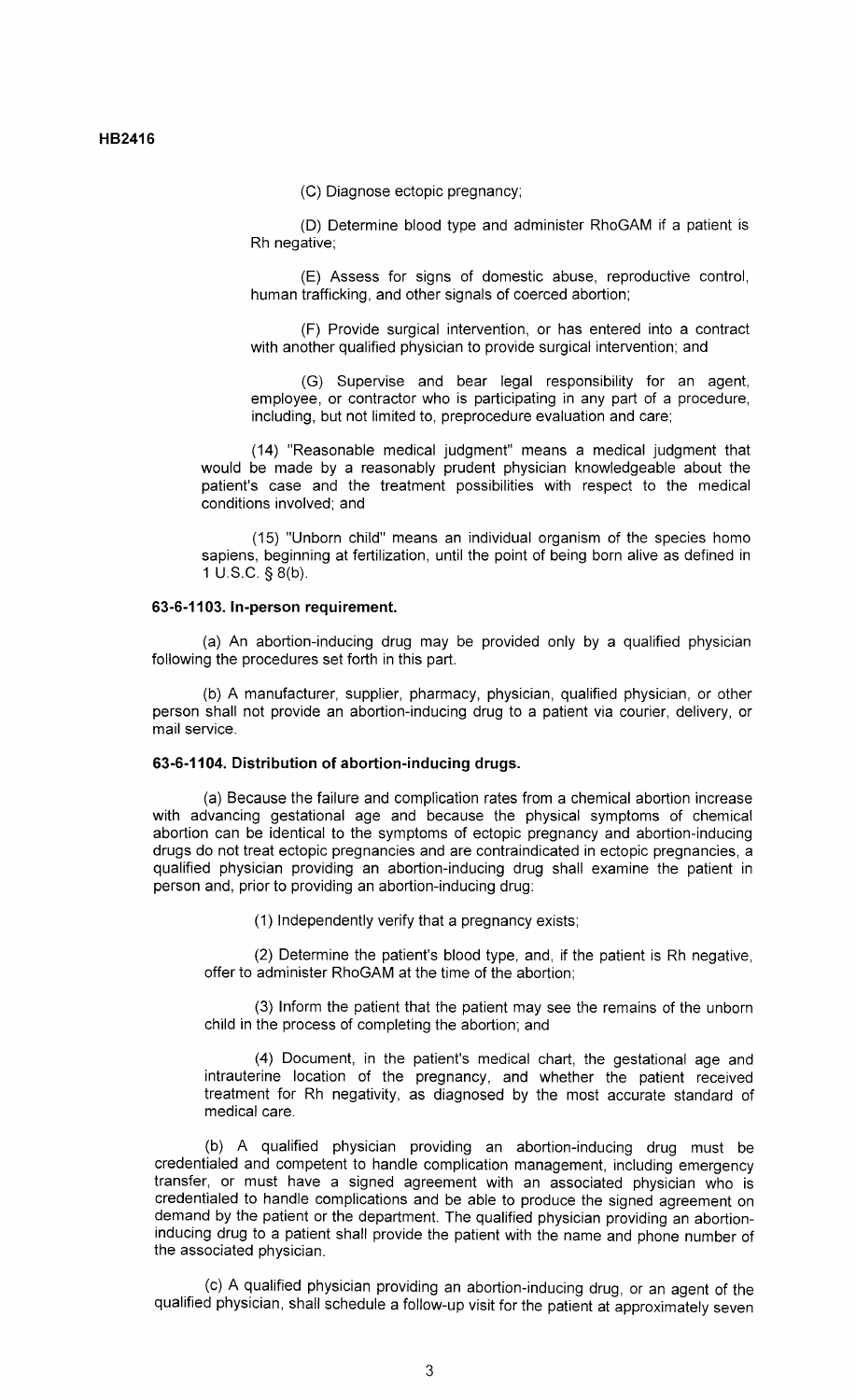(C) Diagnose ectopic pregnancy;

(D) Determine blood type and administer RhoGAM if a patient is Rh negative;

(E) Assess for signs of domestic abuse, reproductive control, human trafficking, and other signals of coerced abortion;

(F) Provide surgical intervention, or has entered into a contract with another qualified physician to provide surgical intervention; and

(G) Supervise and bear legal responsibility for an agent, employee, or contractor who is participating in any part of a procedure, including, but not limited to, preprocedure evaluation and care;

(14) "Reasonable medical judgment" means a medical judgment that would be made by a reasonably prudent physician knowledgeable about the patient's case and the treatment possibilities with respect to the medical conditions involved; and

(15) "Unborn child" means an individual organism of the species homo sapiens, beginning at fertilization, until the point of being born alive as defined in 1 U.S.C. § 8(b).

**63-6-1103. In-person requirement.**

(a) An abortion-inducing drug may be provided only by a qualified physician following the procedures set forth in this part.

(b) A manufacturer, supplier, pharmacy, physician, qualified physician, or other person shall not provide an abortion-inducing drug to a patient via courier, delivery, or mail service.

**63-6-1104. Distribution of abortion-inducing drugs.**

(a) Because the failure and complication rates from a chemical abortion increase with advancing gestational age and because the physical symptoms of chemical abortion can be identical to the symptoms of ectopic pregnancy and abortion-inducing drugs do not treat ectopic pregnancies and are contraindicated in ectopic pregnancies, a qualified physician providing an abortion-inducing drug shall examine the patient in person and, prior to providing an abortion-inducing drug:

(1) Independently verify that a pregnancy exists;

(2) Determine the patient's blood type, and, if the patient is Rh negative, offer to administer RhoGAM at the time of the abortion;

(3) Inform the patient that the patient may see the remains of the unborn child in the process of completing the abortion; and

(4) Document, in the patient's medical chart, the gestational age and intrauterine location of the pregnancy, and whether the patient received treatment for Rh negativity, as diagnosed by the most accurate standard of medical care.

(b) A qualified physician providing an abortion-inducing drug must be credentialed and competent to handle complication management, including emergency transfer, or must have a signed agreement with an associated physician who is credentialed to handle complications and be able to produce the signed agreement on demand by the patient or the department. The qualified physician providing an abortion-inducing drug to a patient shall provide the patient with the name and phone number of the associated physician.

(c) A qualified physician providing an abortion-inducing drug, or an agent of the qualified physician, shall schedule a follow-up visit for the patient at approximately seven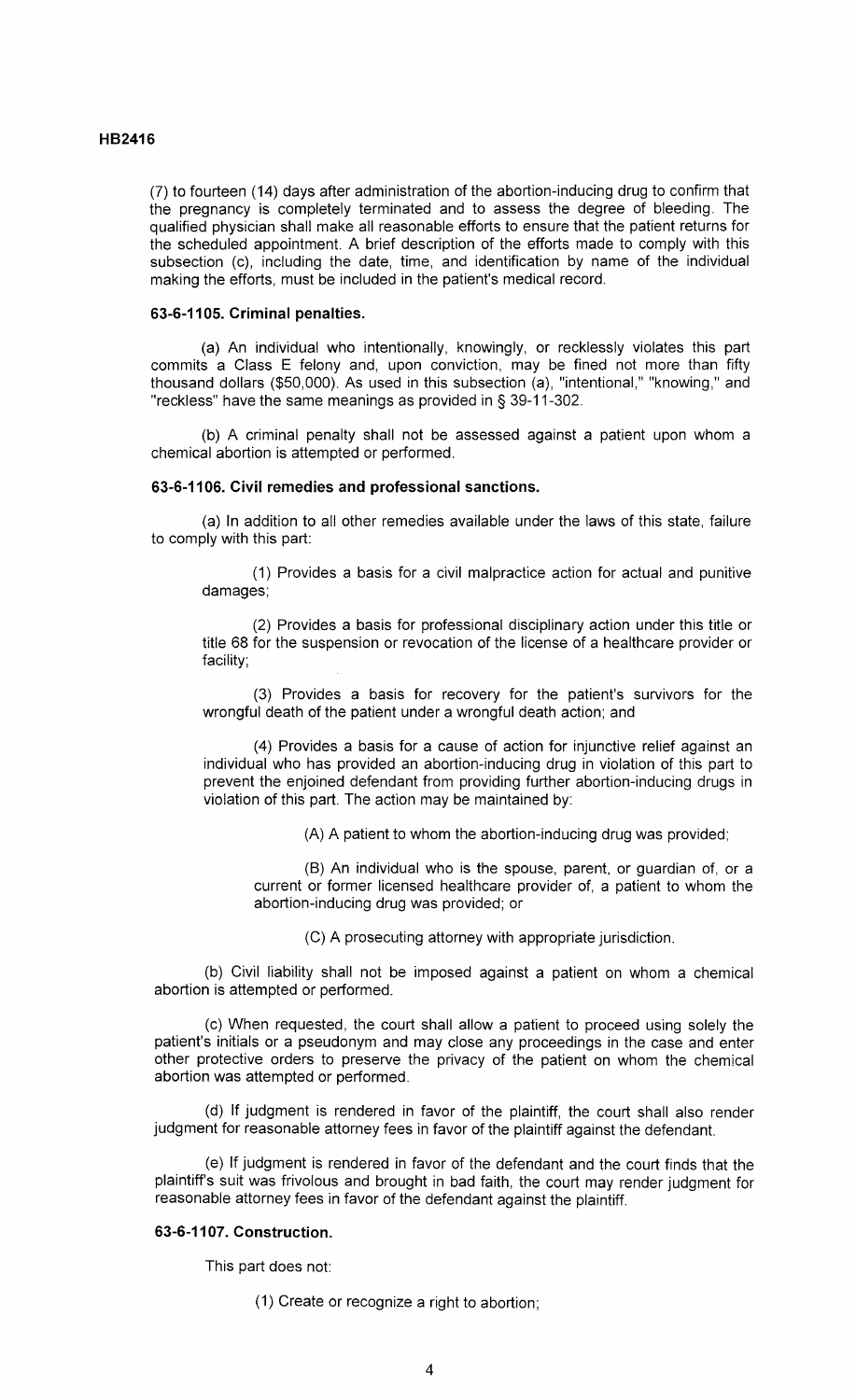(7) to fourteen (14) days after administration of the abortion-inducing drug to confirm that the pregnancy is completely terminated and to assess the degree of bleeding. The qualified physician shall make all reasonable efforts to ensure that the patient returns for the scheduled appointment. A brief description of the efforts made to comply with this subsection (c), including the date, time, and identification by name of the individual making the efforts, must be included in the patient's medical record.

**63-6-1105. Criminal penalties.**

(a) An individual who intentionally, knowingly, or recklessly violates this part commits a Class E felony and, upon conviction, may be fined not more than fifty thousand dollars ($50,000). As used in this subsection (a), "intentional," "knowing," and "reckless" have the same meanings as provided in § 39-11-302.

(b) A criminal penalty shall not be assessed against a patient upon whom a chemical abortion is attempted or performed.

**63-6-1106. Civil remedies and professional sanctions.**

(a) In addition to all other remedies available under the laws of this state, failure to comply with this part:

(1) Provides a basis for a civil malpractice action for actual and punitive damages;

(2) Provides a basis for professional disciplinary action under this title or title 68 for the suspension or revocation of the license of a healthcare provider or facility;

(3) Provides a basis for recovery for the patient's survivors for the wrongful death of the patient under a wrongful death action; and

(4) Provides a basis for a cause of action for injunctive relief against an individual who has provided an abortion-inducing drug in violation of this part to prevent the enjoined defendant from providing further abortion-inducing drugs in violation of this part. The action may be maintained by:

(A) A patient to whom the abortion-inducing drug was provided;

(B) An individual who is the spouse, parent, or guardian of, or a current or former licensed healthcare provider of, a patient to whom the abortion-inducing drug was provided; or

(C) A prosecuting attorney with appropriate jurisdiction.

(b) Civil liability shall not be imposed against a patient on whom a chemical abortion is attempted or performed.

(c) When requested, the court shall allow a patient to proceed using solely the patient's initials or a pseudonym and may close any proceedings in the case and enter other protective orders to preserve the privacy of the patient on whom the chemical abortion was attempted or performed.

(d) If judgment is rendered in favor of the plaintiff, the court shall also render judgment for reasonable attorney fees in favor of the plaintiff against the defendant.

(e) If judgment is rendered in favor of the defendant and the court finds that the plaintiff's suit was frivolous and brought in bad faith, the court may render judgment for reasonable attorney fees in favor of the defendant against the plaintiff.

**63-6-1107. Construction.**

This part does not:

(1) Create or recognize a right to abortion;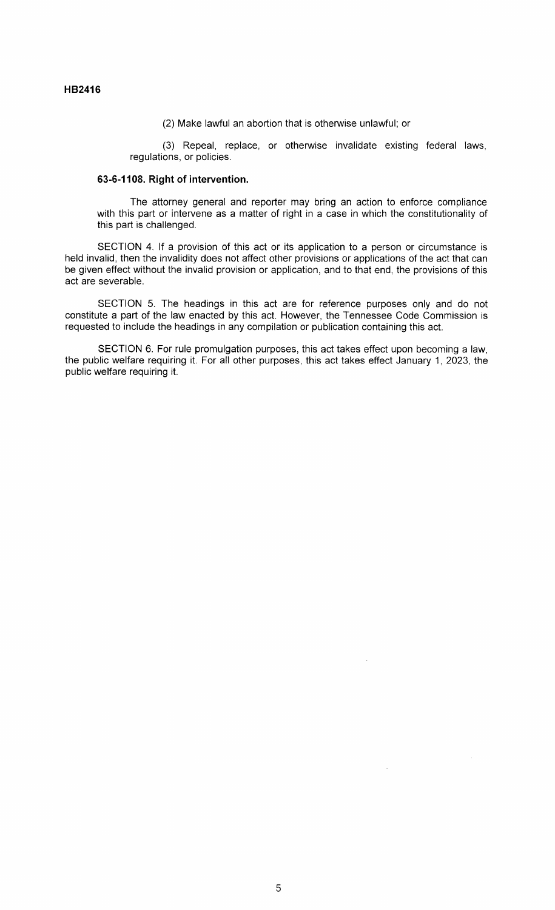(2) Make lawful an abortion that is otherwise unlawful; or

(3) Repeal, replace, or otherwise invalidate existing federal laws, regulations, or policies.

**63-6-1108. Right of intervention.**

The attorney general and reporter may bring an action to enforce compliance with this part or intervene as a matter of right in a case in which the constitutionality of this part is challenged.

SECTION 4. If a provision of this act or its application to a person or circumstance is held invalid, then the invalidity does not affect other provisions or applications of the act that can be given effect without the invalid provision or application, and to that end, the provisions of this act are severable.

SECTION 5. The headings in this act are for reference purposes only and do not constitute a part of the law enacted by this act. However, the Tennessee Code Commission is requested to include the headings in any compilation or publication containing this act.

SECTION 6. For rule promulgation purposes, this act takes effect upon becoming a law, the public welfare requiring it. For all other purposes, this act takes effect January 1, 2023, the public welfare requiring it.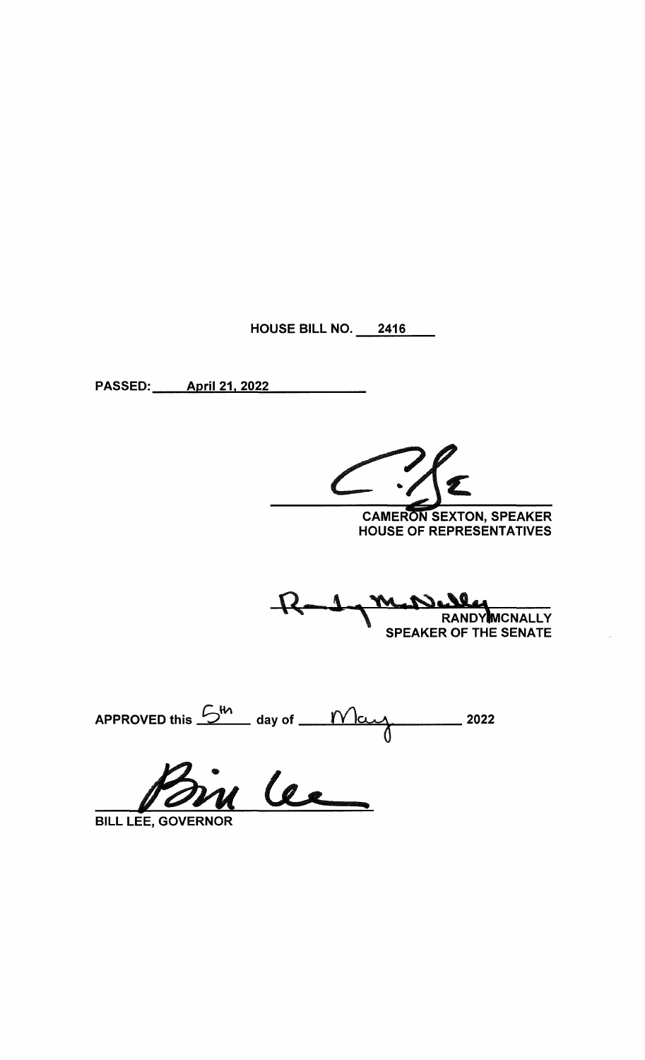HOUSE BILL NO. 2416

PASSED: April 21, 2022

CAMERON SEXTON, SPEAKER
HOUSE OF REPRESENTATIVES

RANDY MCNALLY
SPEAKER OF THE SENATE

APPROVED this 5th day of May 2022

BILL LEE, GOVERNOR